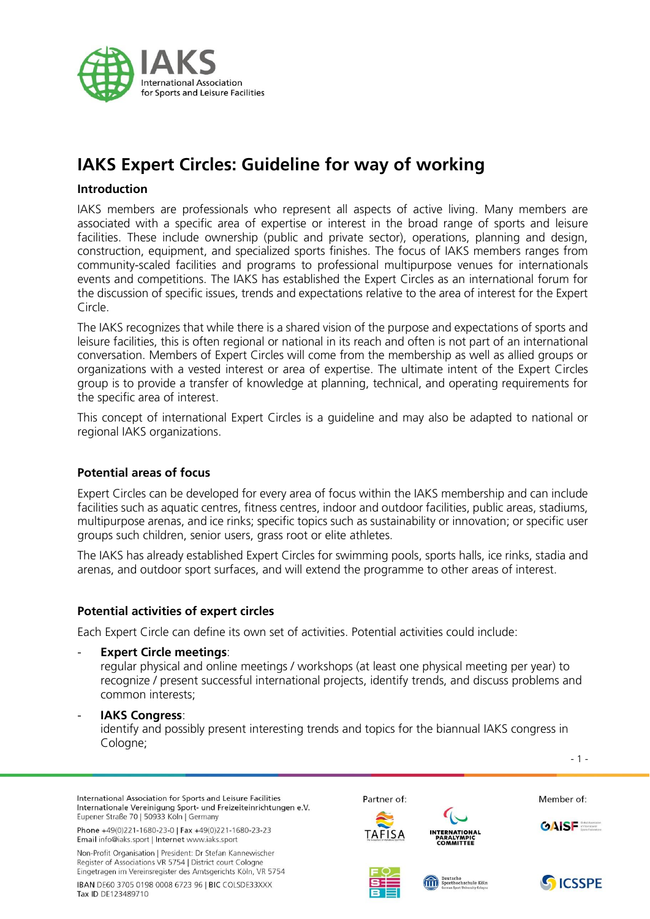# IAKS Expert Circles: Guideline for way of working

## Introduction

IAKS members are professionals who represent all aspects of active living. Many members are associated with a specific area of expertise or interest in the broad range of sports and leisure facilities. These include ownership (public and private sector), operations, planning and design, construction, equipment, and specialized sports finishes. The focus of IAKS members ranges from community-scaled facilities and programs to professional multipurpose venues for internationals events and competitions. The IAKS has established the Expert Circles as an international forum for the discussion of specific issues, trends and expectations relative to the area of interest for the Expert Circle.

The IAKS recognizes that while there is a shared vision of the purpose and expectations of sports and leisure facilities, this is often regional or national in its reach and often is not part of an international conversation. Members of Expert Circles will come from the membership as well as allied groups or organizations with a vested interest or area of expertise. The ultimate intent of the Expert Circles group is to provide a transfer of knowledge at planning, technical, and operating requirements for the specific area of interest.

This concept of international Expert Circles is a guideline and may also be adapted to national or regional IAKS organizations.

## Potential areas of focus

Expert Circles can be developed for every area of focus within the IAKS membership and can include facilities such as aquatic centres, fitness centres, indoor and outdoor facilities, public areas, stadiums, multipurpose arenas, and ice rinks; specific topics such as sustainability or innovation; or specific user groups such children, senior users, grass root or elite athletes.

The IAKS has already established Expert Circles for swimming pools, sports halls, ice rinks, stadia and arenas, and outdoor sport surfaces, and will extend the programme to other areas of interest.

## Potential activities of expert circles

Each Expert Circle can define its own set of activities. Potential activities could include:

- **Expert Circle meetings**:
  regular physical and online meetings / workshops (at least one physical meeting per year) to recognize / present successful international projects, identify trends, and discuss problems and common interests;
- **IAKS Congress**:
  identify and possibly present interesting trends and topics for the biannual IAKS congress in Cologne;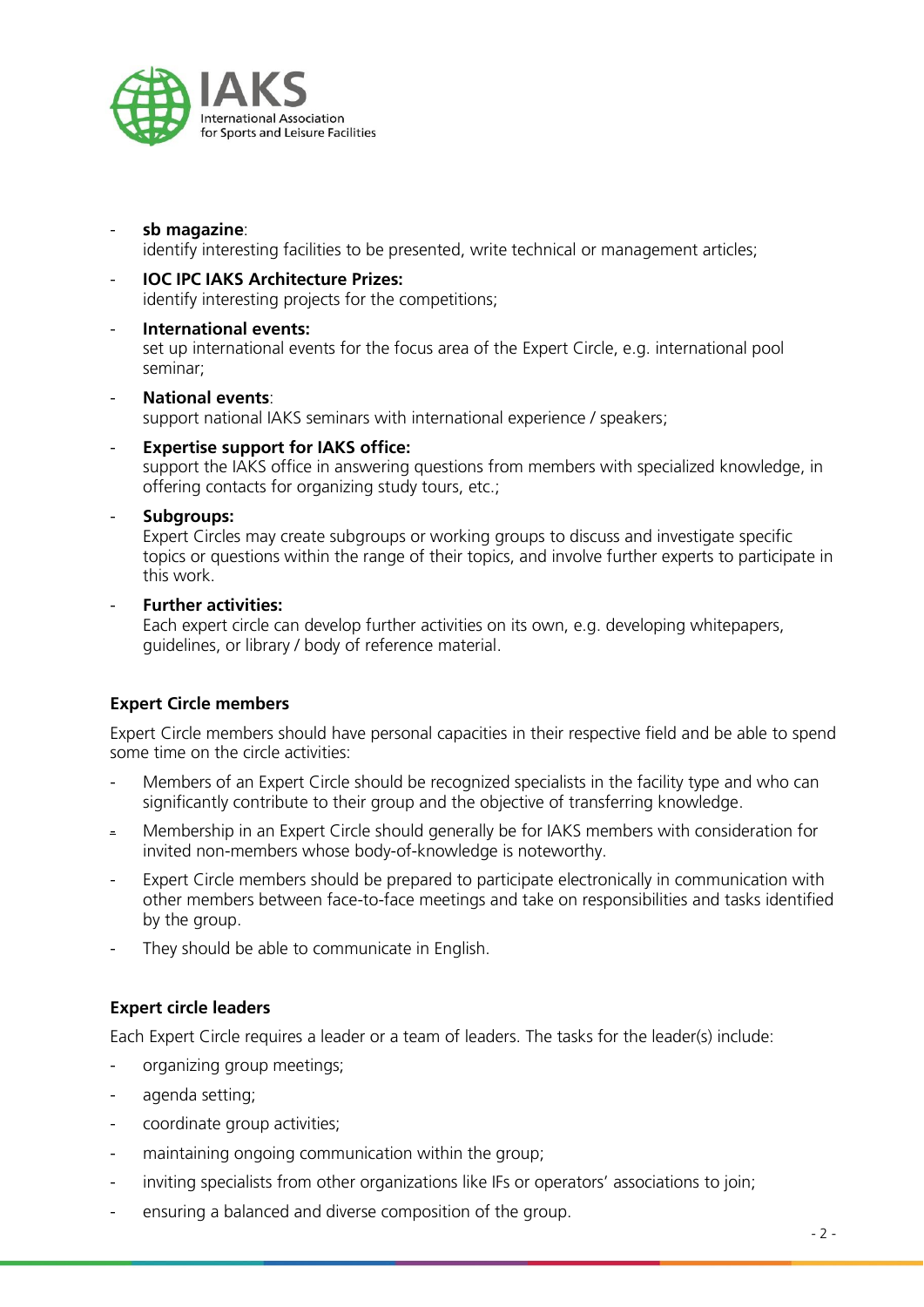- **sb magazine**:
  identify interesting facilities to be presented, write technical or management articles;
- **IOC IPC IAKS Architecture Prizes:**
  identify interesting projects for the competitions;
- **International events:**
  set up international events for the focus area of the Expert Circle, e.g. international pool seminar;
- **National events**:
  support national IAKS seminars with international experience / speakers;
- **Expertise support for IAKS office:**
  support the IAKS office in answering questions from members with specialized knowledge, in offering contacts for organizing study tours, etc.;
- **Subgroups:**
  Expert Circles may create subgroups or working groups to discuss and investigate specific topics or questions within the range of their topics, and involve further experts to participate in this work.
- **Further activities:**
  Each expert circle can develop further activities on its own, e.g. developing whitepapers, guidelines, or library / body of reference material.

**Expert Circle members**

Expert Circle members should have personal capacities in their respective field and be able to spend some time on the circle activities:

- Members of an Expert Circle should be recognized specialists in the facility type and who can significantly contribute to their group and the objective of transferring knowledge.
- Membership in an Expert Circle should generally be for IAKS members with consideration for invited non-members whose body-of-knowledge is noteworthy.
- Expert Circle members should be prepared to participate electronically in communication with other members between face-to-face meetings and take on responsibilities and tasks identified by the group.
- They should be able to communicate in English.

**Expert circle leaders**

Each Expert Circle requires a leader or a team of leaders. The tasks for the leader(s) include:

- organizing group meetings;
- agenda setting;
- coordinate group activities;
- maintaining ongoing communication within the group;
- inviting specialists from other organizations like IFs or operators' associations to join;
- ensuring a balanced and diverse composition of the group.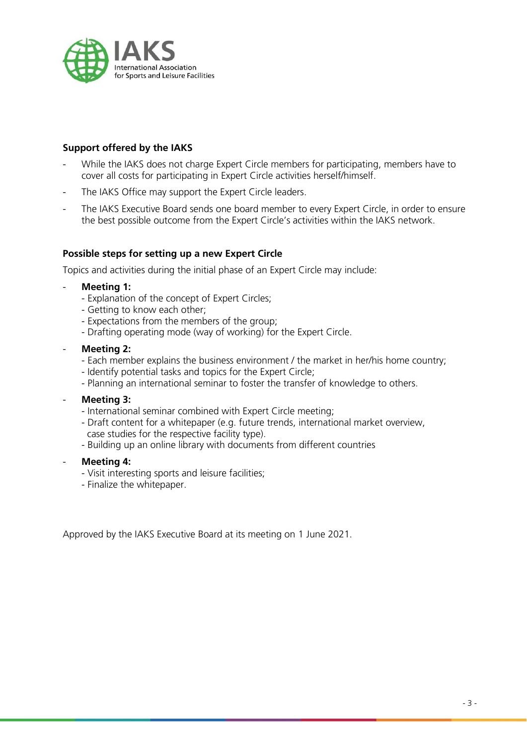**Support offered by the IAKS**

- While the IAKS does not charge Expert Circle members for participating, members have to cover all costs for participating in Expert Circle activities herself/himself.
- The IAKS Office may support the Expert Circle leaders.
- The IAKS Executive Board sends one board member to every Expert Circle, in order to ensure the best possible outcome from the Expert Circle's activities within the IAKS network.

**Possible steps for setting up a new Expert Circle**

Topics and activities during the initial phase of an Expert Circle may include:

- **Meeting 1:**
  - Explanation of the concept of Expert Circles;
  - Getting to know each other;
  - Expectations from the members of the group;
  - Drafting operating mode (way of working) for the Expert Circle.
- **Meeting 2:**
  - Each member explains the business environment / the market in her/his home country;
  - Identify potential tasks and topics for the Expert Circle;
  - Planning an international seminar to foster the transfer of knowledge to others.
- **Meeting 3:**
  - International seminar combined with Expert Circle meeting;
  - Draft content for a whitepaper (e.g. future trends, international market overview, case studies for the respective facility type).
  - Building up an online library with documents from different countries
- **Meeting 4:**
  - Visit interesting sports and leisure facilities;
  - Finalize the whitepaper.

Approved by the IAKS Executive Board at its meeting on 1 June 2021.